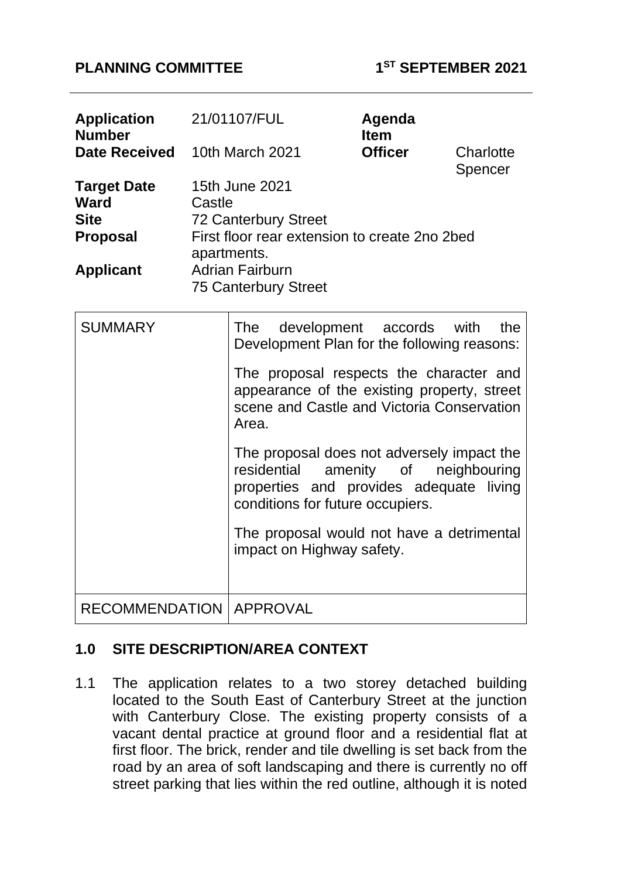**PLANNING COMMITTEE** **1[ST] SEPTEMBER 2021**

| | | | |
|---|---|---|---|
| **Application Number** | 21/01107/FUL | **Agenda Item** | |
| **Date Received** | 10th March 2021 | **Officer** | Charlotte Spencer |
| **Target Date** | 15th June 2021 | | |
| **Ward** | Castle | | |
| **Site** | 72 Canterbury Street | | |
| **Proposal** | First floor rear extension to create 2no 2bed apartments. | | |
| **Applicant** | Adrian Fairburn<br>75 Canterbury Street | | |

| | |
|---|---|
| SUMMARY | The development accords with the Development Plan for the following reasons:<br><br>The proposal respects the character and appearance of the existing property, street scene and Castle and Victoria Conservation Area.<br><br>The proposal does not adversely impact the residential amenity of neighbouring properties and provides adequate living conditions for future occupiers.<br><br>The proposal would not have a detrimental impact on Highway safety. |
| RECOMMENDATION | APPROVAL |

## 1.0 SITE DESCRIPTION/AREA CONTEXT

1.1 The application relates to a two storey detached building located to the South East of Canterbury Street at the junction with Canterbury Close. The existing property consists of a vacant dental practice at ground floor and a residential flat at first floor. The brick, render and tile dwelling is set back from the road by an area of soft landscaping and there is currently no off street parking that lies within the red outline, although it is noted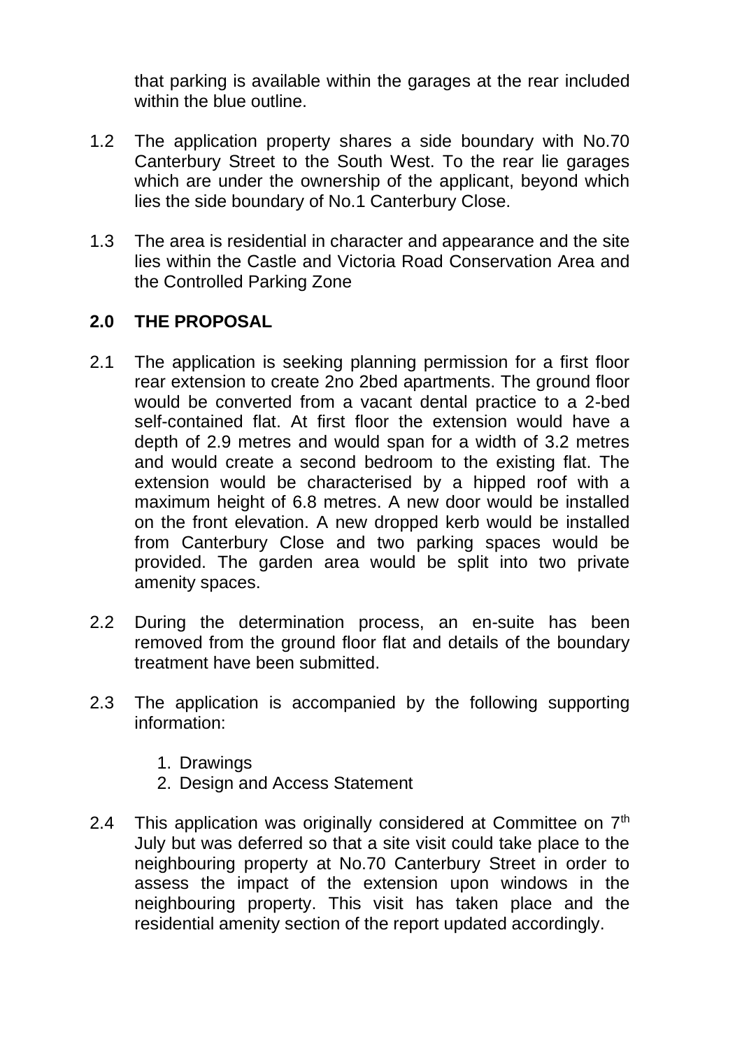that parking is available within the garages at the rear included within the blue outline.

1.2 The application property shares a side boundary with No.70 Canterbury Street to the South West. To the rear lie garages which are under the ownership of the applicant, beyond which lies the side boundary of No.1 Canterbury Close.

1.3 The area is residential in character and appearance and the site lies within the Castle and Victoria Road Conservation Area and the Controlled Parking Zone

## 2.0 THE PROPOSAL

2.1 The application is seeking planning permission for a first floor rear extension to create 2no 2bed apartments. The ground floor would be converted from a vacant dental practice to a 2-bed self-contained flat. At first floor the extension would have a depth of 2.9 metres and would span for a width of 3.2 metres and would create a second bedroom to the existing flat. The extension would be characterised by a hipped roof with a maximum height of 6.8 metres. A new door would be installed on the front elevation. A new dropped kerb would be installed from Canterbury Close and two parking spaces would be provided. The garden area would be split into two private amenity spaces.

2.2 During the determination process, an en-suite has been removed from the ground floor flat and details of the boundary treatment have been submitted.

2.3 The application is accompanied by the following supporting information:

1. Drawings
2. Design and Access Statement

2.4 This application was originally considered at Committee on 7th July but was deferred so that a site visit could take place to the neighbouring property at No.70 Canterbury Street in order to assess the impact of the extension upon windows in the neighbouring property. This visit has taken place and the residential amenity section of the report updated accordingly.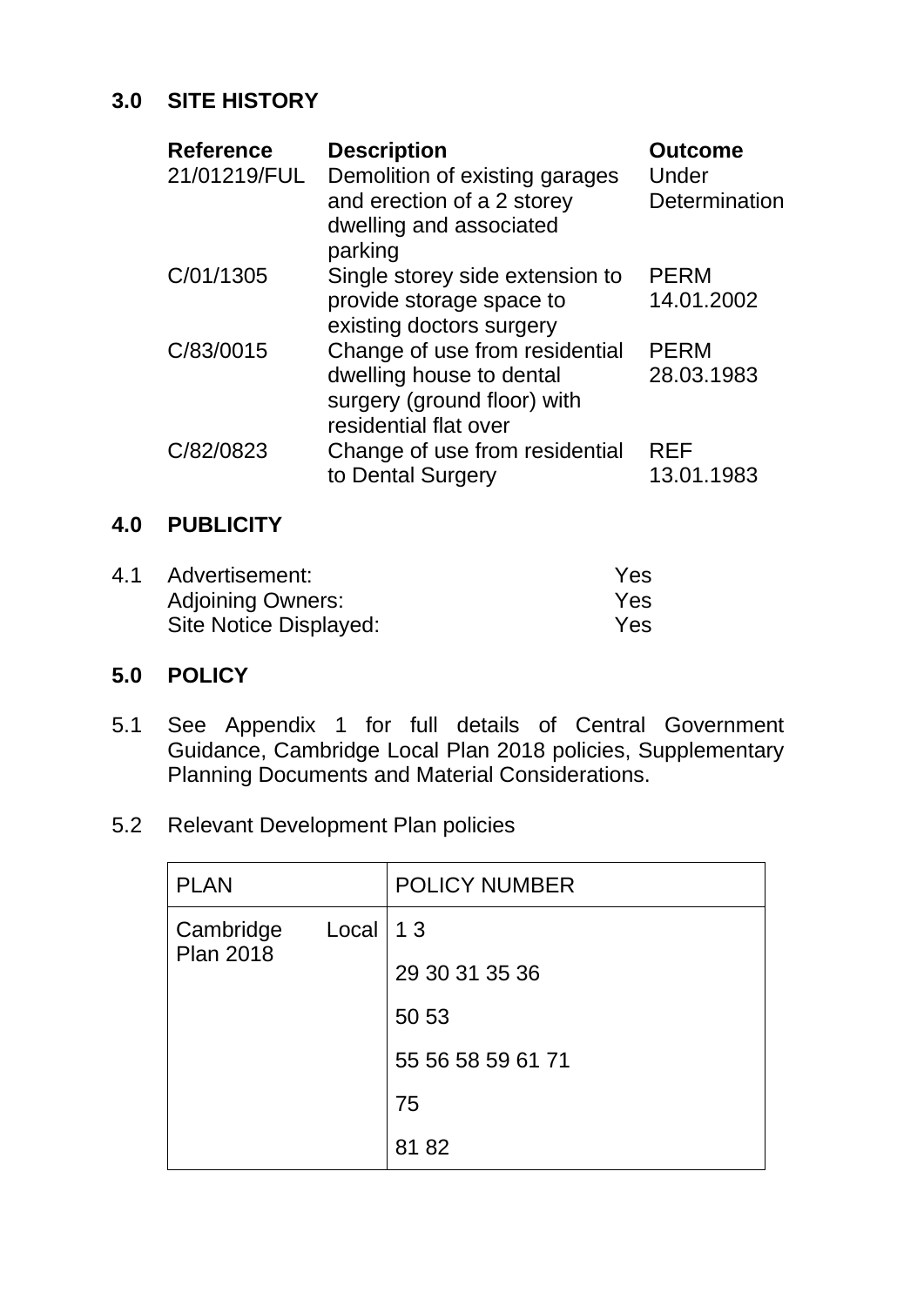## 3.0 SITE HISTORY

| Reference | Description | Outcome |
|---|---|---|
| 21/01219/FUL | Demolition of existing garages and erection of a 2 storey dwelling and associated parking | Under Determination |
| C/01/1305 | Single storey side extension to provide storage space to existing doctors surgery | PERM 14.01.2002 |
| C/83/0015 | Change of use from residential dwelling house to dental surgery (ground floor) with residential flat over | PERM 28.03.1983 |
| C/82/0823 | Change of use from residential to Dental Surgery | REF 13.01.1983 |

## 4.0 PUBLICITY

4.1

| | |
|---|---|
| Advertisement: | Yes |
| Adjoining Owners: | Yes |
| Site Notice Displayed: | Yes |

## 5.0 POLICY

5.1 See Appendix 1 for full details of Central Government Guidance, Cambridge Local Plan 2018 policies, Supplementary Planning Documents and Material Considerations.

5.2 Relevant Development Plan policies

| PLAN | POLICY NUMBER |
|---|---|
| Cambridge Local Plan 2018 | 1 3 |
| | 29 30 31 35 36 |
| | 50 53 |
| | 55 56 58 59 61 71 |
| | 75 |
| | 81 82 |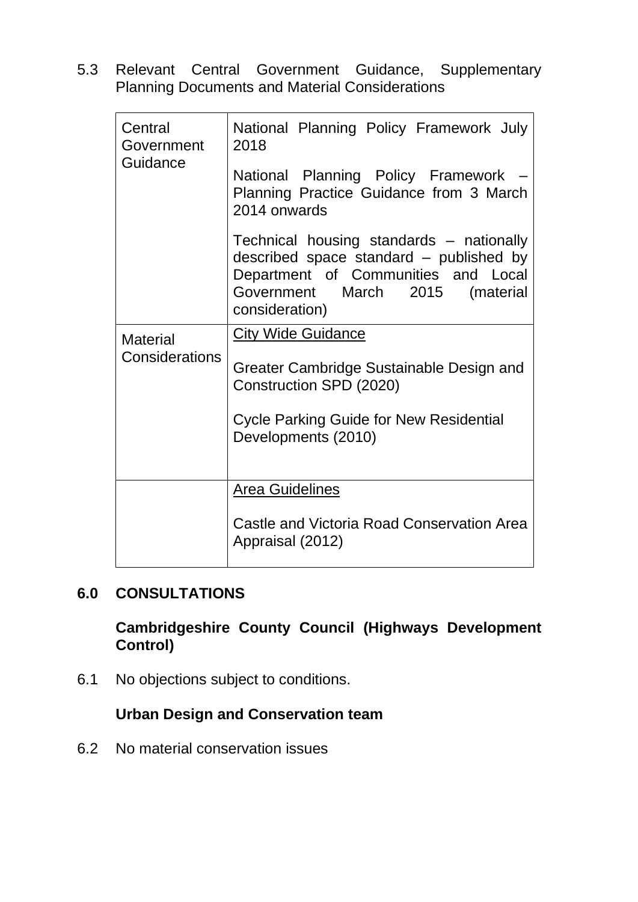5.3 Relevant Central Government Guidance, Supplementary Planning Documents and Material Considerations

| | |
|---|---|
| Central Government Guidance | National Planning Policy Framework July 2018<br><br>National Planning Policy Framework – Planning Practice Guidance from 3 March 2014 onwards<br><br>Technical housing standards – nationally described space standard – published by Department of Communities and Local Government March 2015 (material consideration) |
| Material Considerations | <u>City Wide Guidance</u><br><br>Greater Cambridge Sustainable Design and Construction SPD (2020)<br><br>Cycle Parking Guide for New Residential Developments (2010) |
| | <u>Area Guidelines</u><br><br>Castle and Victoria Road Conservation Area Appraisal (2012) |

## 6.0 CONSULTATIONS

**Cambridgeshire County Council (Highways Development Control)**

6.1 No objections subject to conditions.

**Urban Design and Conservation team**

6.2 No material conservation issues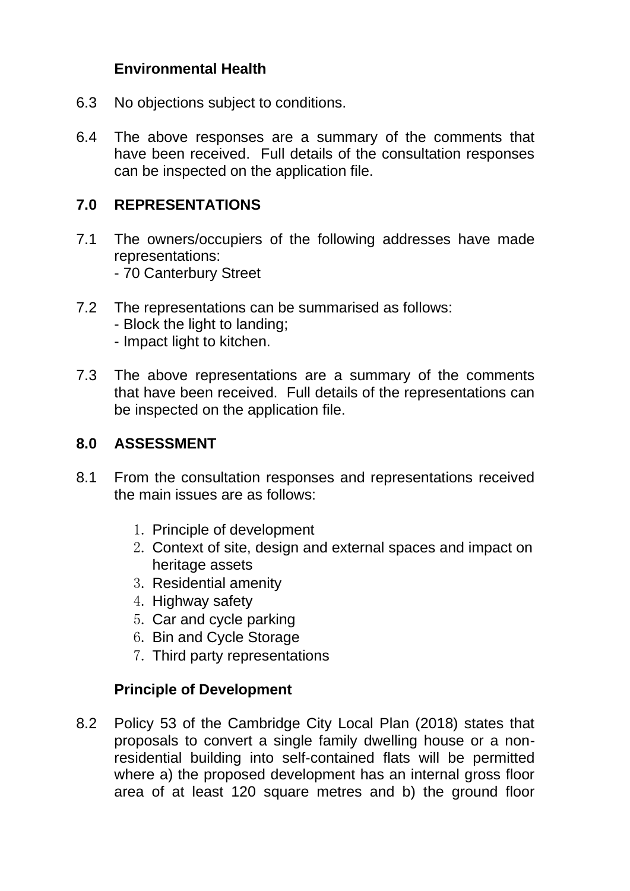**Environmental Health**

6.3 No objections subject to conditions.

6.4 The above responses are a summary of the comments that have been received. Full details of the consultation responses can be inspected on the application file.

## 7.0 REPRESENTATIONS

7.1 The owners/occupiers of the following addresses have made representations:
- 70 Canterbury Street

7.2 The representations can be summarised as follows:
- Block the light to landing;
- Impact light to kitchen.

7.3 The above representations are a summary of the comments that have been received. Full details of the representations can be inspected on the application file.

## 8.0 ASSESSMENT

8.1 From the consultation responses and representations received the main issues are as follows:

1. Principle of development
2. Context of site, design and external spaces and impact on heritage assets
3. Residential amenity
4. Highway safety
5. Car and cycle parking
6. Bin and Cycle Storage
7. Third party representations

**Principle of Development**

8.2 Policy 53 of the Cambridge City Local Plan (2018) states that proposals to convert a single family dwelling house or a non-residential building into self-contained flats will be permitted where a) the proposed development has an internal gross floor area of at least 120 square metres and b) the ground floor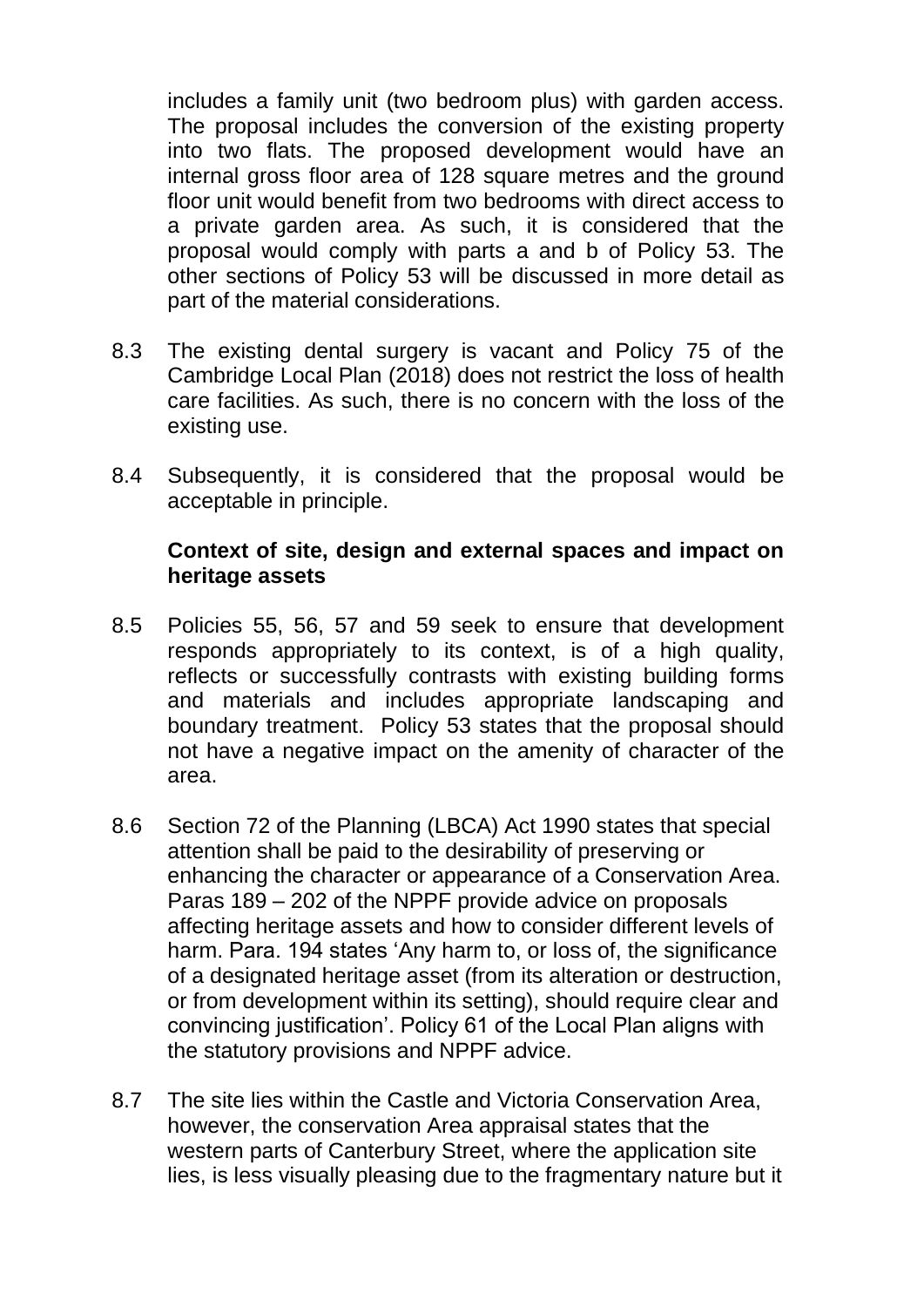includes a family unit (two bedroom plus) with garden access. The proposal includes the conversion of the existing property into two flats. The proposed development would have an internal gross floor area of 128 square metres and the ground floor unit would benefit from two bedrooms with direct access to a private garden area. As such, it is considered that the proposal would comply with parts a and b of Policy 53. The other sections of Policy 53 will be discussed in more detail as part of the material considerations.

8.3 The existing dental surgery is vacant and Policy 75 of the Cambridge Local Plan (2018) does not restrict the loss of health care facilities. As such, there is no concern with the loss of the existing use.

8.4 Subsequently, it is considered that the proposal would be acceptable in principle.

**Context of site, design and external spaces and impact on heritage assets**

8.5 Policies 55, 56, 57 and 59 seek to ensure that development responds appropriately to its context, is of a high quality, reflects or successfully contrasts with existing building forms and materials and includes appropriate landscaping and boundary treatment. Policy 53 states that the proposal should not have a negative impact on the amenity of character of the area.

8.6 Section 72 of the Planning (LBCA) Act 1990 states that special attention shall be paid to the desirability of preserving or enhancing the character or appearance of a Conservation Area. Paras 189 – 202 of the NPPF provide advice on proposals affecting heritage assets and how to consider different levels of harm. Para. 194 states 'Any harm to, or loss of, the significance of a designated heritage asset (from its alteration or destruction, or from development within its setting), should require clear and convincing justification'. Policy 61 of the Local Plan aligns with the statutory provisions and NPPF advice.

8.7 The site lies within the Castle and Victoria Conservation Area, however, the conservation Area appraisal states that the western parts of Canterbury Street, where the application site lies, is less visually pleasing due to the fragmentary nature but it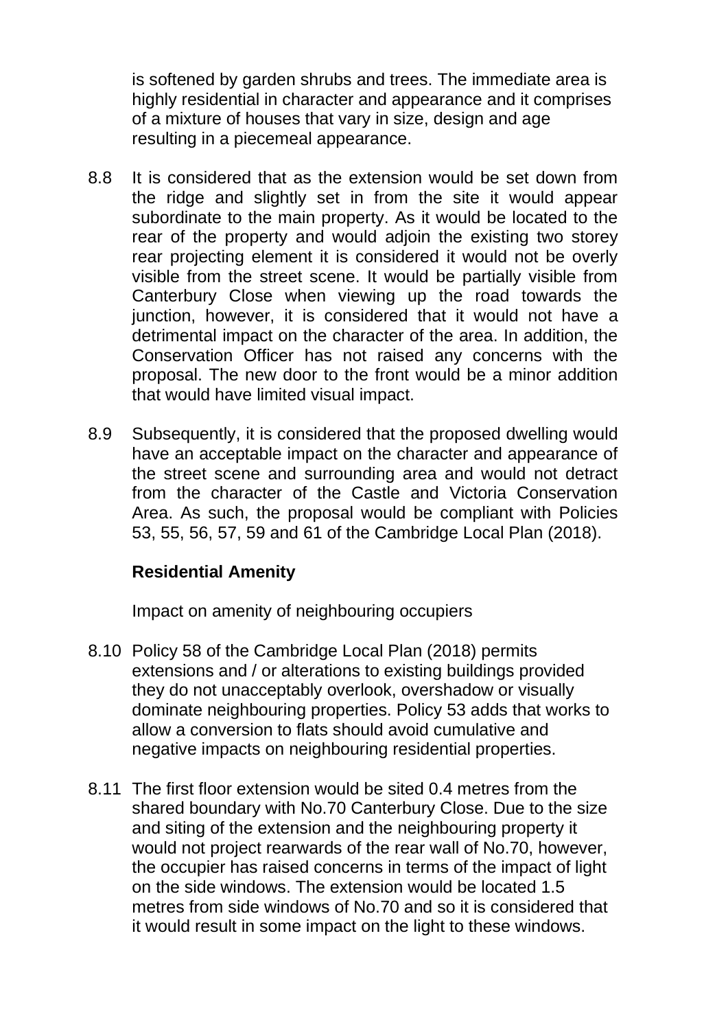is softened by garden shrubs and trees. The immediate area is highly residential in character and appearance and it comprises of a mixture of houses that vary in size, design and age resulting in a piecemeal appearance.

8.8 It is considered that as the extension would be set down from the ridge and slightly set in from the site it would appear subordinate to the main property. As it would be located to the rear of the property and would adjoin the existing two storey rear projecting element it is considered it would not be overly visible from the street scene. It would be partially visible from Canterbury Close when viewing up the road towards the junction, however, it is considered that it would not have a detrimental impact on the character of the area. In addition, the Conservation Officer has not raised any concerns with the proposal. The new door to the front would be a minor addition that would have limited visual impact.

8.9 Subsequently, it is considered that the proposed dwelling would have an acceptable impact on the character and appearance of the street scene and surrounding area and would not detract from the character of the Castle and Victoria Conservation Area. As such, the proposal would be compliant with Policies 53, 55, 56, 57, 59 and 61 of the Cambridge Local Plan (2018).

**Residential Amenity**

Impact on amenity of neighbouring occupiers

8.10 Policy 58 of the Cambridge Local Plan (2018) permits extensions and / or alterations to existing buildings provided they do not unacceptably overlook, overshadow or visually dominate neighbouring properties. Policy 53 adds that works to allow a conversion to flats should avoid cumulative and negative impacts on neighbouring residential properties.

8.11 The first floor extension would be sited 0.4 metres from the shared boundary with No.70 Canterbury Close. Due to the size and siting of the extension and the neighbouring property it would not project rearwards of the rear wall of No.70, however, the occupier has raised concerns in terms of the impact of light on the side windows. The extension would be located 1.5 metres from side windows of No.70 and so it is considered that it would result in some impact on the light to these windows.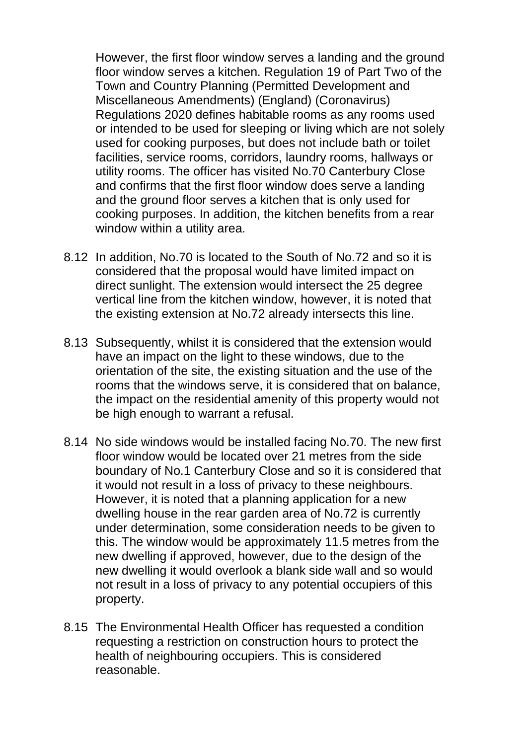However, the first floor window serves a landing and the ground floor window serves a kitchen. Regulation 19 of Part Two of the Town and Country Planning (Permitted Development and Miscellaneous Amendments) (England) (Coronavirus) Regulations 2020 defines habitable rooms as any rooms used or intended to be used for sleeping or living which are not solely used for cooking purposes, but does not include bath or toilet facilities, service rooms, corridors, laundry rooms, hallways or utility rooms. The officer has visited No.70 Canterbury Close and confirms that the first floor window does serve a landing and the ground floor serves a kitchen that is only used for cooking purposes. In addition, the kitchen benefits from a rear window within a utility area.

8.12 In addition, No.70 is located to the South of No.72 and so it is considered that the proposal would have limited impact on direct sunlight. The extension would intersect the 25 degree vertical line from the kitchen window, however, it is noted that the existing extension at No.72 already intersects this line.

8.13 Subsequently, whilst it is considered that the extension would have an impact on the light to these windows, due to the orientation of the site, the existing situation and the use of the rooms that the windows serve, it is considered that on balance, the impact on the residential amenity of this property would not be high enough to warrant a refusal.

8.14 No side windows would be installed facing No.70. The new first floor window would be located over 21 metres from the side boundary of No.1 Canterbury Close and so it is considered that it would not result in a loss of privacy to these neighbours. However, it is noted that a planning application for a new dwelling house in the rear garden area of No.72 is currently under determination, some consideration needs to be given to this. The window would be approximately 11.5 metres from the new dwelling if approved, however, due to the design of the new dwelling it would overlook a blank side wall and so would not result in a loss of privacy to any potential occupiers of this property.

8.15 The Environmental Health Officer has requested a condition requesting a restriction on construction hours to protect the health of neighbouring occupiers. This is considered reasonable.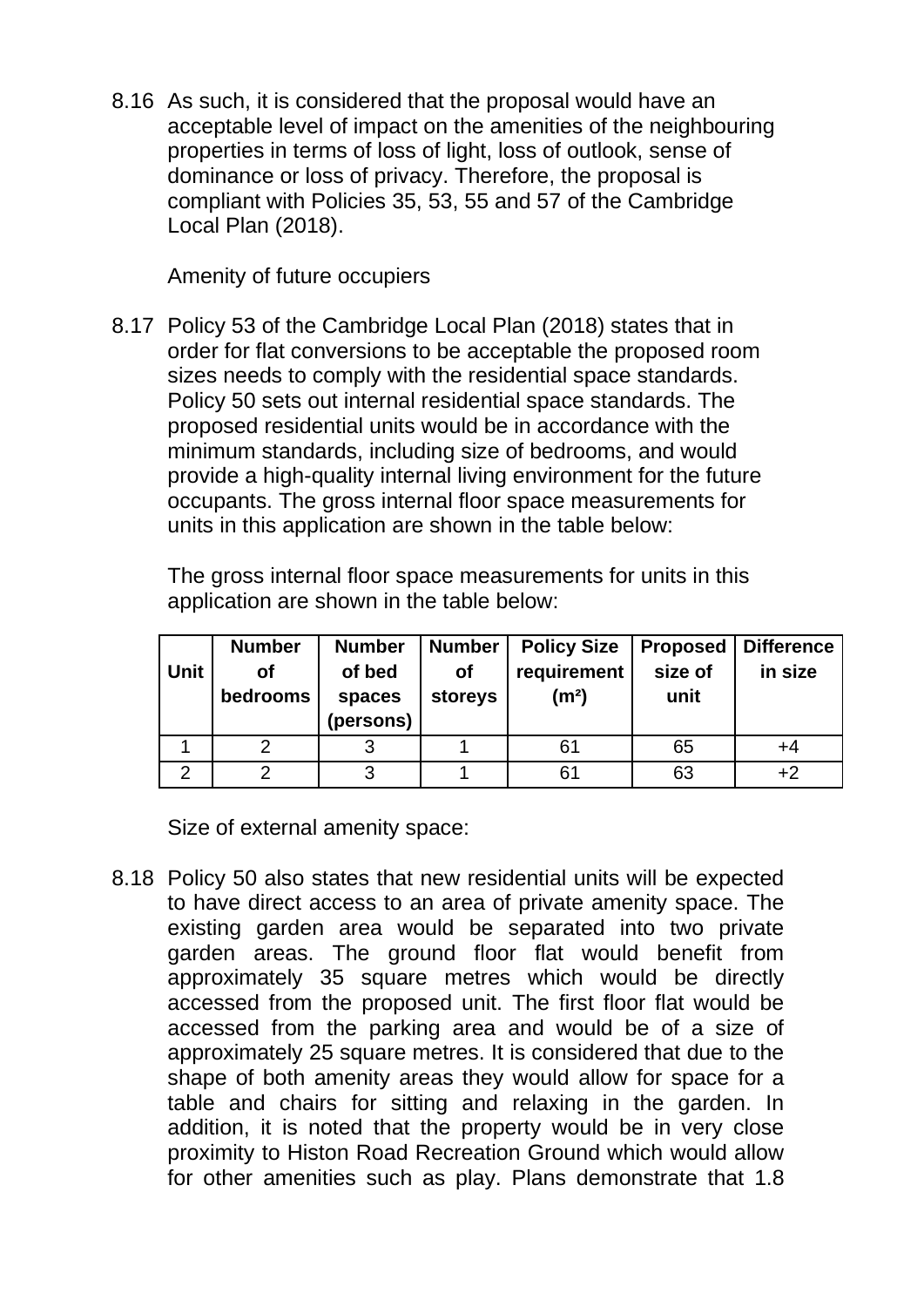8.16 As such, it is considered that the proposal would have an acceptable level of impact on the amenities of the neighbouring properties in terms of loss of light, loss of outlook, sense of dominance or loss of privacy. Therefore, the proposal is compliant with Policies 35, 53, 55 and 57 of the Cambridge Local Plan (2018).

Amenity of future occupiers

8.17 Policy 53 of the Cambridge Local Plan (2018) states that in order for flat conversions to be acceptable the proposed room sizes needs to comply with the residential space standards. Policy 50 sets out internal residential space standards. The proposed residential units would be in accordance with the minimum standards, including size of bedrooms, and would provide a high-quality internal living environment for the future occupants. The gross internal floor space measurements for units in this application are shown in the table below:

The gross internal floor space measurements for units in this application are shown in the table below:

| Unit | Number of bedrooms | Number of bed spaces (persons) | Number of storeys | Policy Size requirement (m²) | Proposed size of unit | Difference in size |
|---|---|---|---|---|---|---|
| 1 | 2 | 3 | 1 | 61 | 65 | +4 |
| 2 | 2 | 3 | 1 | 61 | 63 | +2 |

Size of external amenity space:

8.18 Policy 50 also states that new residential units will be expected to have direct access to an area of private amenity space. The existing garden area would be separated into two private garden areas. The ground floor flat would benefit from approximately 35 square metres which would be directly accessed from the proposed unit. The first floor flat would be accessed from the parking area and would be of a size of approximately 25 square metres. It is considered that due to the shape of both amenity areas they would allow for space for a table and chairs for sitting and relaxing in the garden. In addition, it is noted that the property would be in very close proximity to Histon Road Recreation Ground which would allow for other amenities such as play. Plans demonstrate that 1.8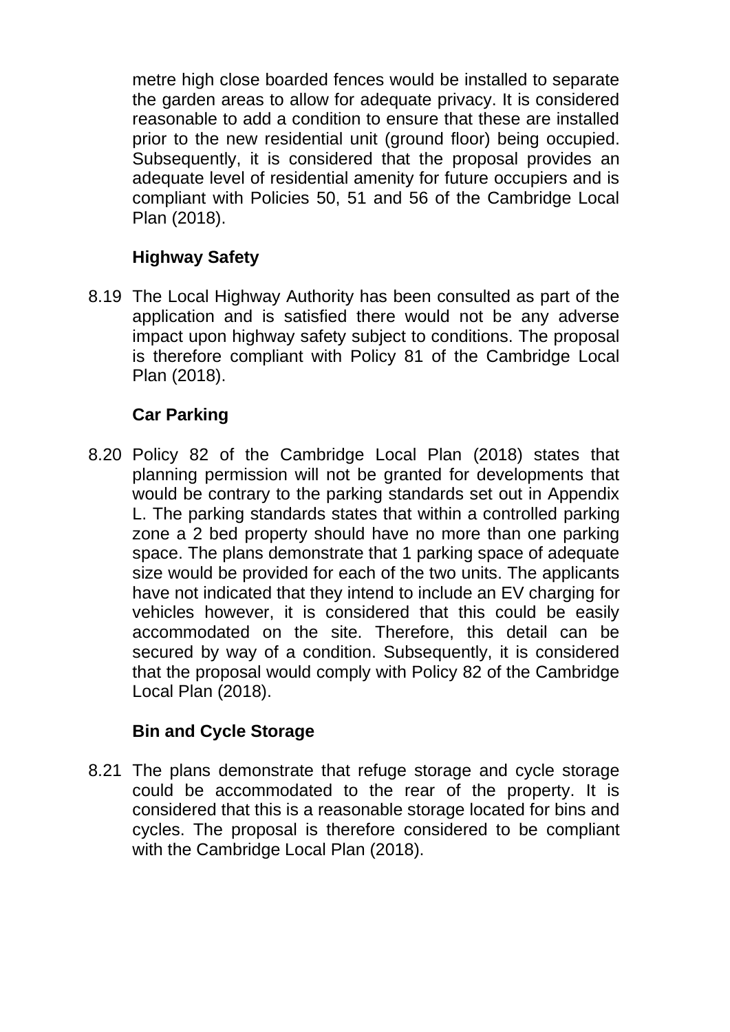metre high close boarded fences would be installed to separate the garden areas to allow for adequate privacy. It is considered reasonable to add a condition to ensure that these are installed prior to the new residential unit (ground floor) being occupied. Subsequently, it is considered that the proposal provides an adequate level of residential amenity for future occupiers and is compliant with Policies 50, 51 and 56 of the Cambridge Local Plan (2018).

### Highway Safety

8.19 The Local Highway Authority has been consulted as part of the application and is satisfied there would not be any adverse impact upon highway safety subject to conditions. The proposal is therefore compliant with Policy 81 of the Cambridge Local Plan (2018).

### Car Parking

8.20 Policy 82 of the Cambridge Local Plan (2018) states that planning permission will not be granted for developments that would be contrary to the parking standards set out in Appendix L. The parking standards states that within a controlled parking zone a 2 bed property should have no more than one parking space. The plans demonstrate that 1 parking space of adequate size would be provided for each of the two units. The applicants have not indicated that they intend to include an EV charging for vehicles however, it is considered that this could be easily accommodated on the site. Therefore, this detail can be secured by way of a condition. Subsequently, it is considered that the proposal would comply with Policy 82 of the Cambridge Local Plan (2018).

### Bin and Cycle Storage

8.21 The plans demonstrate that refuge storage and cycle storage could be accommodated to the rear of the property. It is considered that this is a reasonable storage located for bins and cycles. The proposal is therefore considered to be compliant with the Cambridge Local Plan (2018).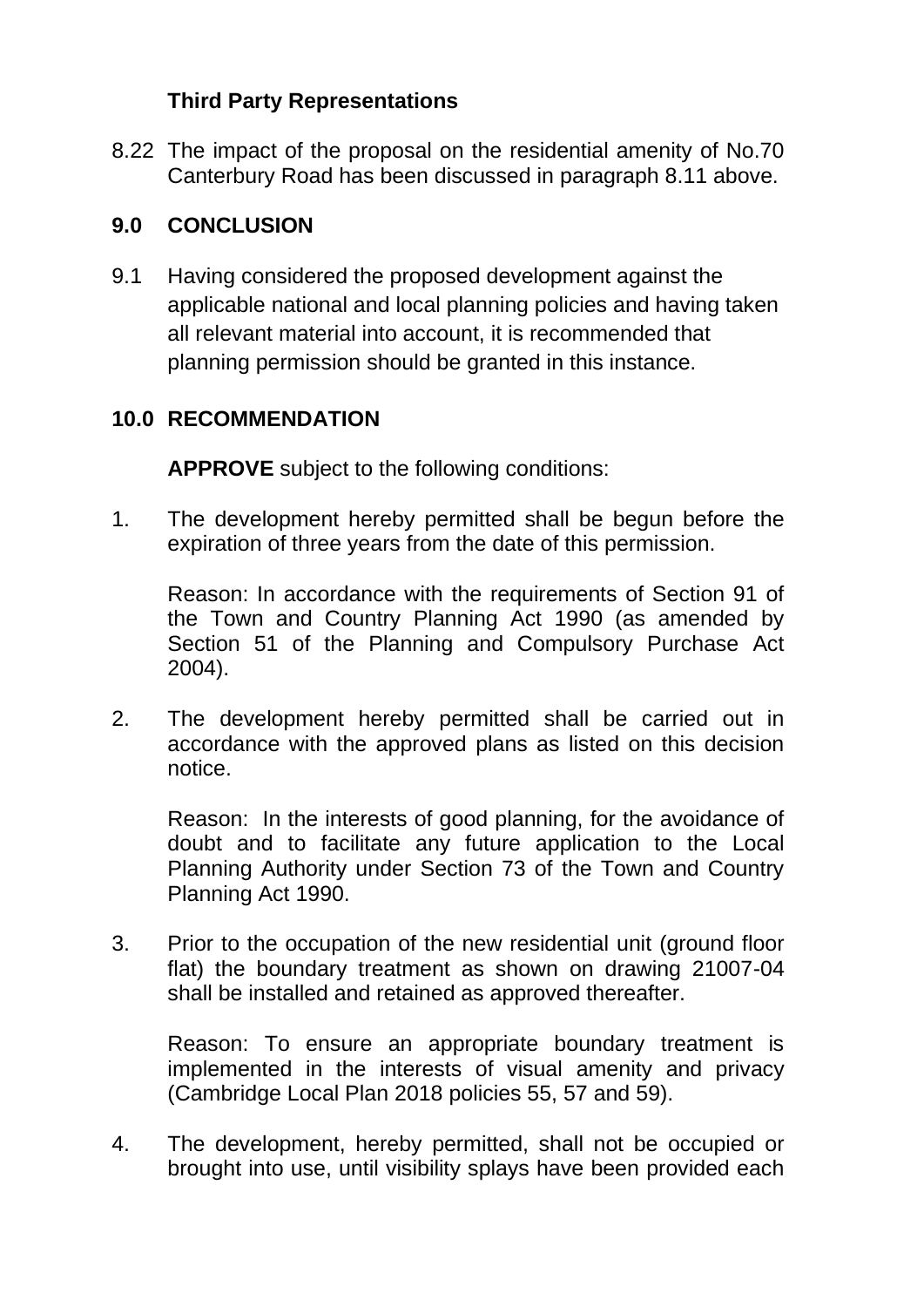### Third Party Representations

8.22 The impact of the proposal on the residential amenity of No.70 Canterbury Road has been discussed in paragraph 8.11 above.

## 9.0 CONCLUSION

9.1 Having considered the proposed development against the applicable national and local planning policies and having taken all relevant material into account, it is recommended that planning permission should be granted in this instance.

## 10.0 RECOMMENDATION

**APPROVE** subject to the following conditions:

1. The development hereby permitted shall be begun before the expiration of three years from the date of this permission.

   Reason: In accordance with the requirements of Section 91 of the Town and Country Planning Act 1990 (as amended by Section 51 of the Planning and Compulsory Purchase Act 2004).

2. The development hereby permitted shall be carried out in accordance with the approved plans as listed on this decision notice.

   Reason: In the interests of good planning, for the avoidance of doubt and to facilitate any future application to the Local Planning Authority under Section 73 of the Town and Country Planning Act 1990.

3. Prior to the occupation of the new residential unit (ground floor flat) the boundary treatment as shown on drawing 21007-04 shall be installed and retained as approved thereafter.

   Reason: To ensure an appropriate boundary treatment is implemented in the interests of visual amenity and privacy (Cambridge Local Plan 2018 policies 55, 57 and 59).

4. The development, hereby permitted, shall not be occupied or brought into use, until visibility splays have been provided each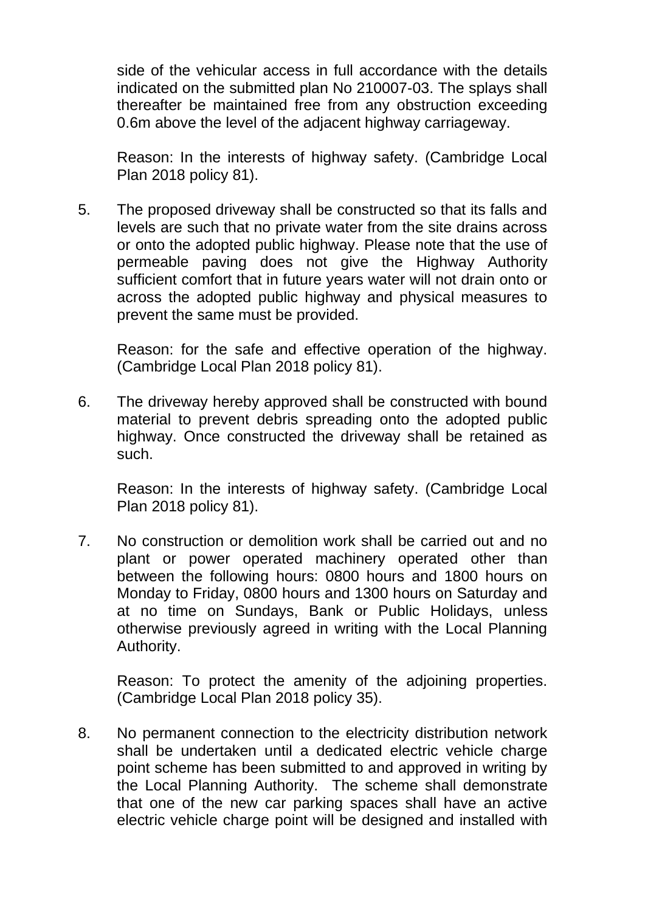side of the vehicular access in full accordance with the details indicated on the submitted plan No 210007-03. The splays shall thereafter be maintained free from any obstruction exceeding 0.6m above the level of the adjacent highway carriageway.

Reason: In the interests of highway safety. (Cambridge Local Plan 2018 policy 81).

5. The proposed driveway shall be constructed so that its falls and levels are such that no private water from the site drains across or onto the adopted public highway. Please note that the use of permeable paving does not give the Highway Authority sufficient comfort that in future years water will not drain onto or across the adopted public highway and physical measures to prevent the same must be provided.

   Reason: for the safe and effective operation of the highway. (Cambridge Local Plan 2018 policy 81).

6. The driveway hereby approved shall be constructed with bound material to prevent debris spreading onto the adopted public highway. Once constructed the driveway shall be retained as such.

   Reason: In the interests of highway safety. (Cambridge Local Plan 2018 policy 81).

7. No construction or demolition work shall be carried out and no plant or power operated machinery operated other than between the following hours: 0800 hours and 1800 hours on Monday to Friday, 0800 hours and 1300 hours on Saturday and at no time on Sundays, Bank or Public Holidays, unless otherwise previously agreed in writing with the Local Planning Authority.

   Reason: To protect the amenity of the adjoining properties. (Cambridge Local Plan 2018 policy 35).

8. No permanent connection to the electricity distribution network shall be undertaken until a dedicated electric vehicle charge point scheme has been submitted to and approved in writing by the Local Planning Authority. The scheme shall demonstrate that one of the new car parking spaces shall have an active electric vehicle charge point will be designed and installed with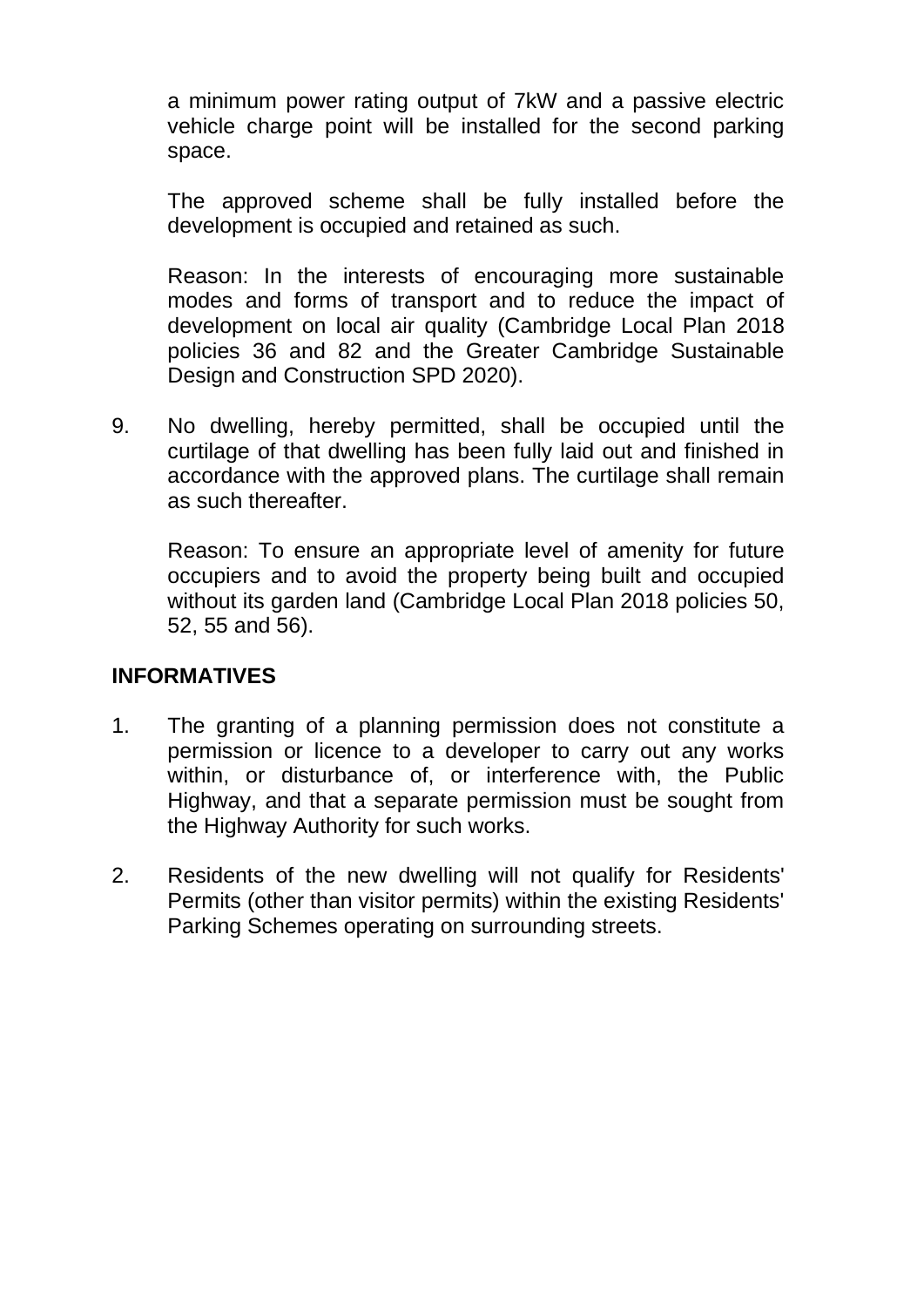a minimum power rating output of 7kW and a passive electric vehicle charge point will be installed for the second parking space.

The approved scheme shall be fully installed before the development is occupied and retained as such.

Reason: In the interests of encouraging more sustainable modes and forms of transport and to reduce the impact of development on local air quality (Cambridge Local Plan 2018 policies 36 and 82 and the Greater Cambridge Sustainable Design and Construction SPD 2020).

9. No dwelling, hereby permitted, shall be occupied until the curtilage of that dwelling has been fully laid out and finished in accordance with the approved plans. The curtilage shall remain as such thereafter.

   Reason: To ensure an appropriate level of amenity for future occupiers and to avoid the property being built and occupied without its garden land (Cambridge Local Plan 2018 policies 50, 52, 55 and 56).

**INFORMATIVES**

1. The granting of a planning permission does not constitute a permission or licence to a developer to carry out any works within, or disturbance of, or interference with, the Public Highway, and that a separate permission must be sought from the Highway Authority for such works.

2. Residents of the new dwelling will not qualify for Residents' Permits (other than visitor permits) within the existing Residents' Parking Schemes operating on surrounding streets.